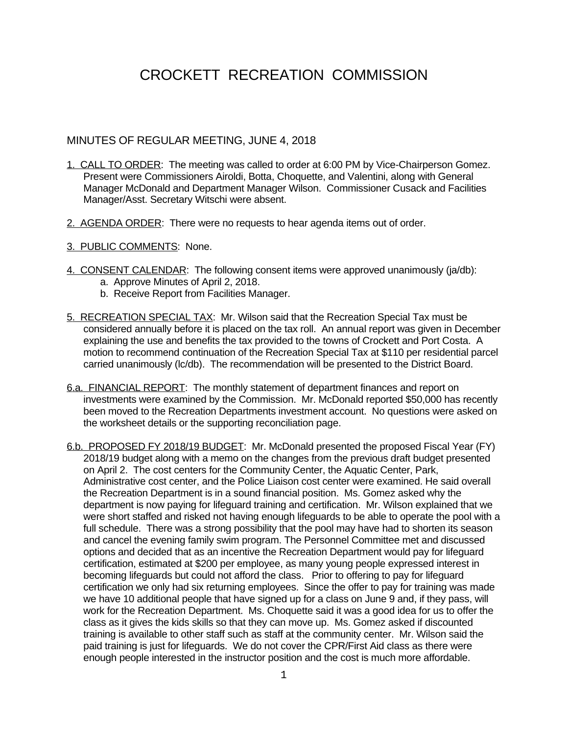# CROCKETT RECREATION COMMISSION

MINUTES OF REGULAR MEETING, JUNE 4, 2018

1. <u>CALL TO ORDER</u>: The meeting was called to order at 6:00 PM by Vice-Chairperson Gomez. Present were Commissioners Airoldi, Botta, Choquette, and Valentini, along with General Manager McDonald and Department Manager Wilson. Commissioner Cusack and Facilities Manager/Asst. Secretary Witschi were absent.

2. <u>AGENDA ORDER</u>: There were no requests to hear agenda items out of order.

3. <u>PUBLIC COMMENTS</u>: None.

4. <u>CONSENT CALENDAR</u>: The following consent items were approved unanimously (ja/db):
   a. Approve Minutes of April 2, 2018.
   b. Receive Report from Facilities Manager.

5. <u>RECREATION SPECIAL TAX</u>: Mr. Wilson said that the Recreation Special Tax must be considered annually before it is placed on the tax roll. An annual report was given in December explaining the use and benefits the tax provided to the towns of Crockett and Port Costa. A motion to recommend continuation of the Recreation Special Tax at $110 per residential parcel carried unanimously (lc/db). The recommendation will be presented to the District Board.

6.a. <u>FINANCIAL REPORT</u>: The monthly statement of department finances and report on investments were examined by the Commission. Mr. McDonald reported $50,000 has recently been moved to the Recreation Departments investment account. No questions were asked on the worksheet details or the supporting reconciliation page.

6.b. <u>PROPOSED FY 2018/19 BUDGET</u>: Mr. McDonald presented the proposed Fiscal Year (FY) 2018/19 budget along with a memo on the changes from the previous draft budget presented on April 2. The cost centers for the Community Center, the Aquatic Center, Park, Administrative cost center, and the Police Liaison cost center were examined. He said overall the Recreation Department is in a sound financial position. Ms. Gomez asked why the department is now paying for lifeguard training and certification. Mr. Wilson explained that we were short staffed and risked not having enough lifeguards to be able to operate the pool with a full schedule. There was a strong possibility that the pool may have had to shorten its season and cancel the evening family swim program. The Personnel Committee met and discussed options and decided that as an incentive the Recreation Department would pay for lifeguard certification, estimated at $200 per employee, as many young people expressed interest in becoming lifeguards but could not afford the class. Prior to offering to pay for lifeguard certification we only had six returning employees. Since the offer to pay for training was made we have 10 additional people that have signed up for a class on June 9 and, if they pass, will work for the Recreation Department. Ms. Choquette said it was a good idea for us to offer the class as it gives the kids skills so that they can move up. Ms. Gomez asked if discounted training is available to other staff such as staff at the community center. Mr. Wilson said the paid training is just for lifeguards. We do not cover the CPR/First Aid class as there were enough people interested in the instructor position and the cost is much more affordable.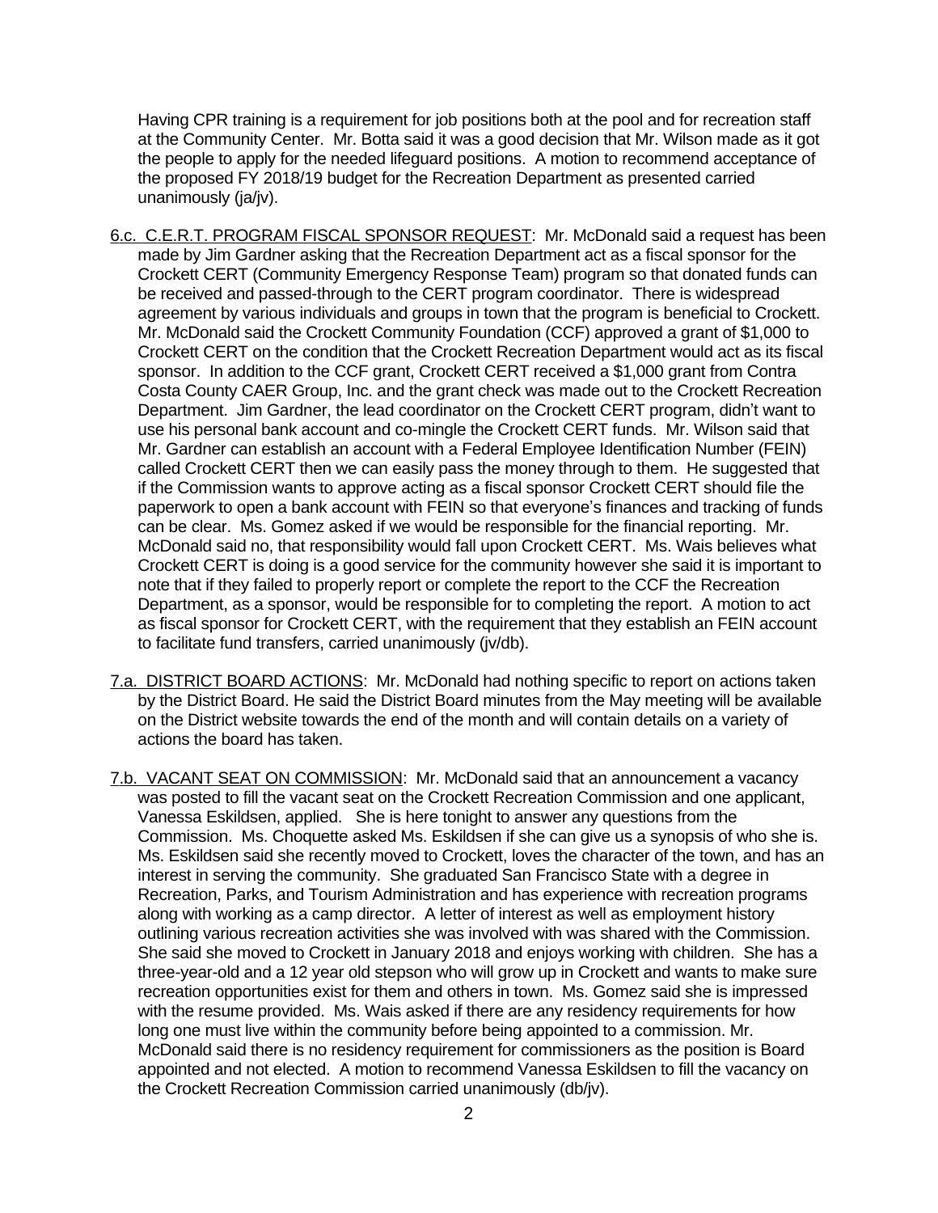Having CPR training is a requirement for job positions both at the pool and for recreation staff at the Community Center. Mr. Botta said it was a good decision that Mr. Wilson made as it got the people to apply for the needed lifeguard positions. A motion to recommend acceptance of the proposed FY 2018/19 budget for the Recreation Department as presented carried unanimously (ja/jv).

6.c. <u>C.E.R.T. PROGRAM FISCAL SPONSOR REQUEST</u>: Mr. McDonald said a request has been made by Jim Gardner asking that the Recreation Department act as a fiscal sponsor for the Crockett CERT (Community Emergency Response Team) program so that donated funds can be received and passed-through to the CERT program coordinator. There is widespread agreement by various individuals and groups in town that the program is beneficial to Crockett. Mr. McDonald said the Crockett Community Foundation (CCF) approved a grant of $1,000 to Crockett CERT on the condition that the Crockett Recreation Department would act as its fiscal sponsor. In addition to the CCF grant, Crockett CERT received a $1,000 grant from Contra Costa County CAER Group, Inc. and the grant check was made out to the Crockett Recreation Department. Jim Gardner, the lead coordinator on the Crockett CERT program, didn't want to use his personal bank account and co-mingle the Crockett CERT funds. Mr. Wilson said that Mr. Gardner can establish an account with a Federal Employee Identification Number (FEIN) called Crockett CERT then we can easily pass the money through to them. He suggested that if the Commission wants to approve acting as a fiscal sponsor Crockett CERT should file the paperwork to open a bank account with FEIN so that everyone's finances and tracking of funds can be clear. Ms. Gomez asked if we would be responsible for the financial reporting. Mr. McDonald said no, that responsibility would fall upon Crockett CERT. Ms. Wais believes what Crockett CERT is doing is a good service for the community however she said it is important to note that if they failed to properly report or complete the report to the CCF the Recreation Department, as a sponsor, would be responsible for to completing the report. A motion to act as fiscal sponsor for Crockett CERT, with the requirement that they establish an FEIN account to facilitate fund transfers, carried unanimously (jv/db).

7.a. <u>DISTRICT BOARD ACTIONS</u>: Mr. McDonald had nothing specific to report on actions taken by the District Board. He said the District Board minutes from the May meeting will be available on the District website towards the end of the month and will contain details on a variety of actions the board has taken.

7.b. <u>VACANT SEAT ON COMMISSION</u>: Mr. McDonald said that an announcement a vacancy was posted to fill the vacant seat on the Crockett Recreation Commission and one applicant, Vanessa Eskildsen, applied. She is here tonight to answer any questions from the Commission. Ms. Choquette asked Ms. Eskildsen if she can give us a synopsis of who she is. Ms. Eskildsen said she recently moved to Crockett, loves the character of the town, and has an interest in serving the community. She graduated San Francisco State with a degree in Recreation, Parks, and Tourism Administration and has experience with recreation programs along with working as a camp director. A letter of interest as well as employment history outlining various recreation activities she was involved with was shared with the Commission. She said she moved to Crockett in January 2018 and enjoys working with children. She has a three-year-old and a 12 year old stepson who will grow up in Crockett and wants to make sure recreation opportunities exist for them and others in town. Ms. Gomez said she is impressed with the resume provided. Ms. Wais asked if there are any residency requirements for how long one must live within the community before being appointed to a commission. Mr. McDonald said there is no residency requirement for commissioners as the position is Board appointed and not elected. A motion to recommend Vanessa Eskildsen to fill the vacancy on the Crockett Recreation Commission carried unanimously (db/jv).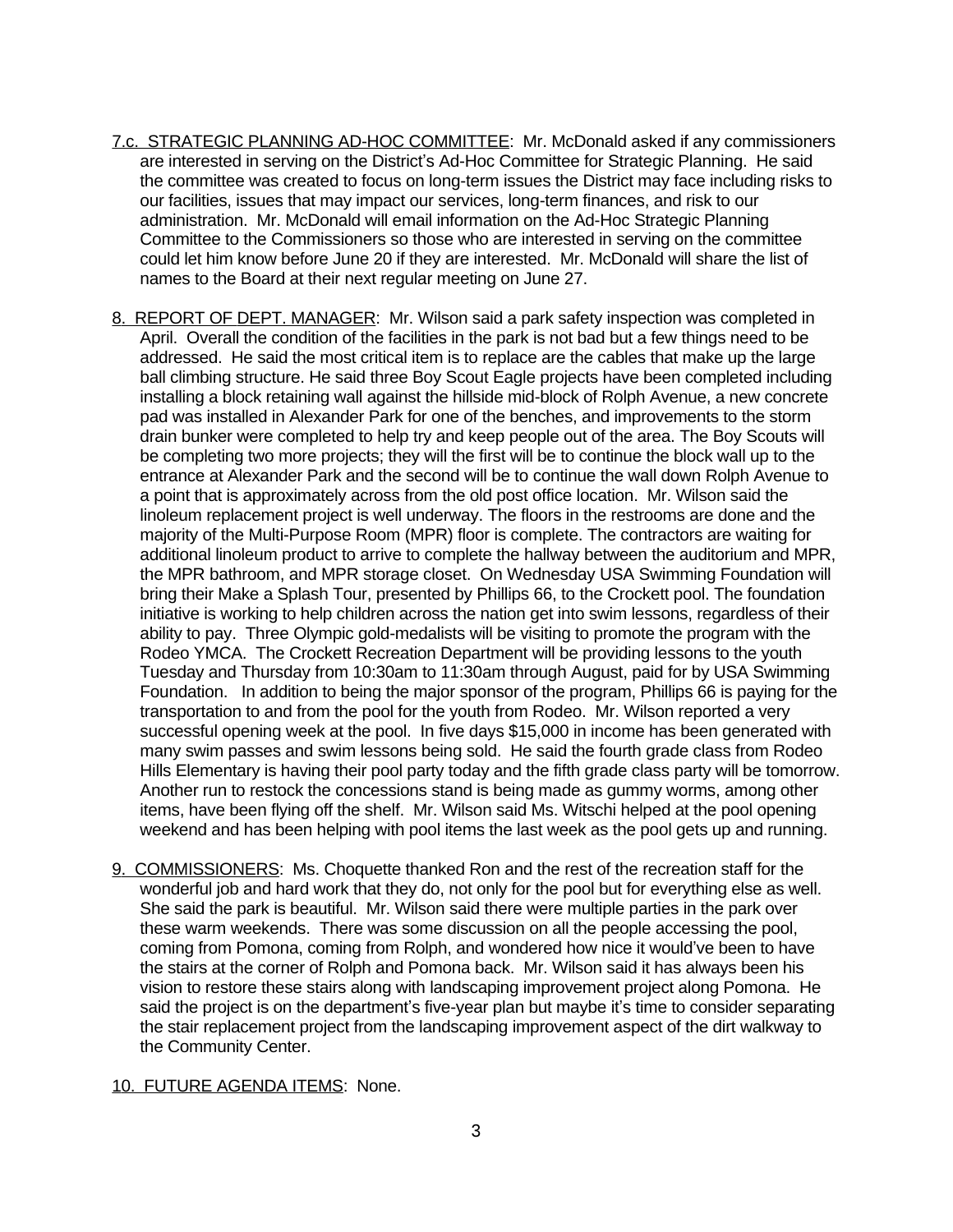7.c. STRATEGIC PLANNING AD-HOC COMMITTEE: Mr. McDonald asked if any commissioners are interested in serving on the District's Ad-Hoc Committee for Strategic Planning. He said the committee was created to focus on long-term issues the District may face including risks to our facilities, issues that may impact our services, long-term finances, and risk to our administration. Mr. McDonald will email information on the Ad-Hoc Strategic Planning Committee to the Commissioners so those who are interested in serving on the committee could let him know before June 20 if they are interested. Mr. McDonald will share the list of names to the Board at their next regular meeting on June 27.

8. REPORT OF DEPT. MANAGER: Mr. Wilson said a park safety inspection was completed in April. Overall the condition of the facilities in the park is not bad but a few things need to be addressed. He said the most critical item is to replace are the cables that make up the large ball climbing structure. He said three Boy Scout Eagle projects have been completed including installing a block retaining wall against the hillside mid-block of Rolph Avenue, a new concrete pad was installed in Alexander Park for one of the benches, and improvements to the storm drain bunker were completed to help try and keep people out of the area. The Boy Scouts will be completing two more projects; they will the first will be to continue the block wall up to the entrance at Alexander Park and the second will be to continue the wall down Rolph Avenue to a point that is approximately across from the old post office location. Mr. Wilson said the linoleum replacement project is well underway. The floors in the restrooms are done and the majority of the Multi-Purpose Room (MPR) floor is complete. The contractors are waiting for additional linoleum product to arrive to complete the hallway between the auditorium and MPR, the MPR bathroom, and MPR storage closet. On Wednesday USA Swimming Foundation will bring their Make a Splash Tour, presented by Phillips 66, to the Crockett pool. The foundation initiative is working to help children across the nation get into swim lessons, regardless of their ability to pay. Three Olympic gold-medalists will be visiting to promote the program with the Rodeo YMCA. The Crockett Recreation Department will be providing lessons to the youth Tuesday and Thursday from 10:30am to 11:30am through August, paid for by USA Swimming Foundation. In addition to being the major sponsor of the program, Phillips 66 is paying for the transportation to and from the pool for the youth from Rodeo. Mr. Wilson reported a very successful opening week at the pool. In five days $15,000 in income has been generated with many swim passes and swim lessons being sold. He said the fourth grade class from Rodeo Hills Elementary is having their pool party today and the fifth grade class party will be tomorrow. Another run to restock the concessions stand is being made as gummy worms, among other items, have been flying off the shelf. Mr. Wilson said Ms. Witschi helped at the pool opening weekend and has been helping with pool items the last week as the pool gets up and running.

9. COMMISSIONERS: Ms. Choquette thanked Ron and the rest of the recreation staff for the wonderful job and hard work that they do, not only for the pool but for everything else as well. She said the park is beautiful. Mr. Wilson said there were multiple parties in the park over these warm weekends. There was some discussion on all the people accessing the pool, coming from Pomona, coming from Rolph, and wondered how nice it would've been to have the stairs at the corner of Rolph and Pomona back. Mr. Wilson said it has always been his vision to restore these stairs along with landscaping improvement project along Pomona. He said the project is on the department's five-year plan but maybe it's time to consider separating the stair replacement project from the landscaping improvement aspect of the dirt walkway to the Community Center.

10. FUTURE AGENDA ITEMS: None.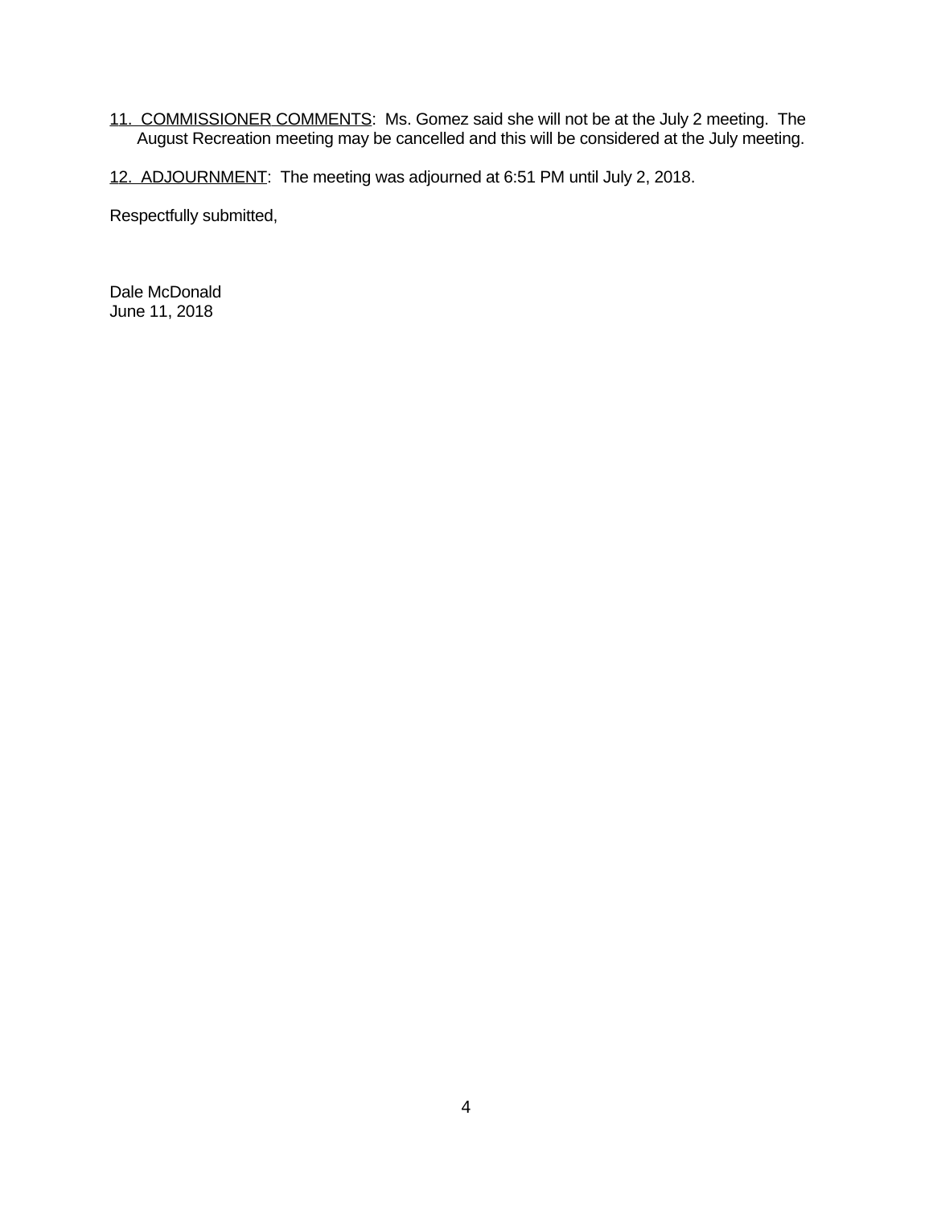<u>11. COMMISSIONER COMMENTS</u>: Ms. Gomez said she will not be at the July 2 meeting. The August Recreation meeting may be cancelled and this will be considered at the July meeting.

<u>12. ADJOURNMENT</u>: The meeting was adjourned at 6:51 PM until July 2, 2018.

Respectfully submitted,

Dale McDonald
June 11, 2018